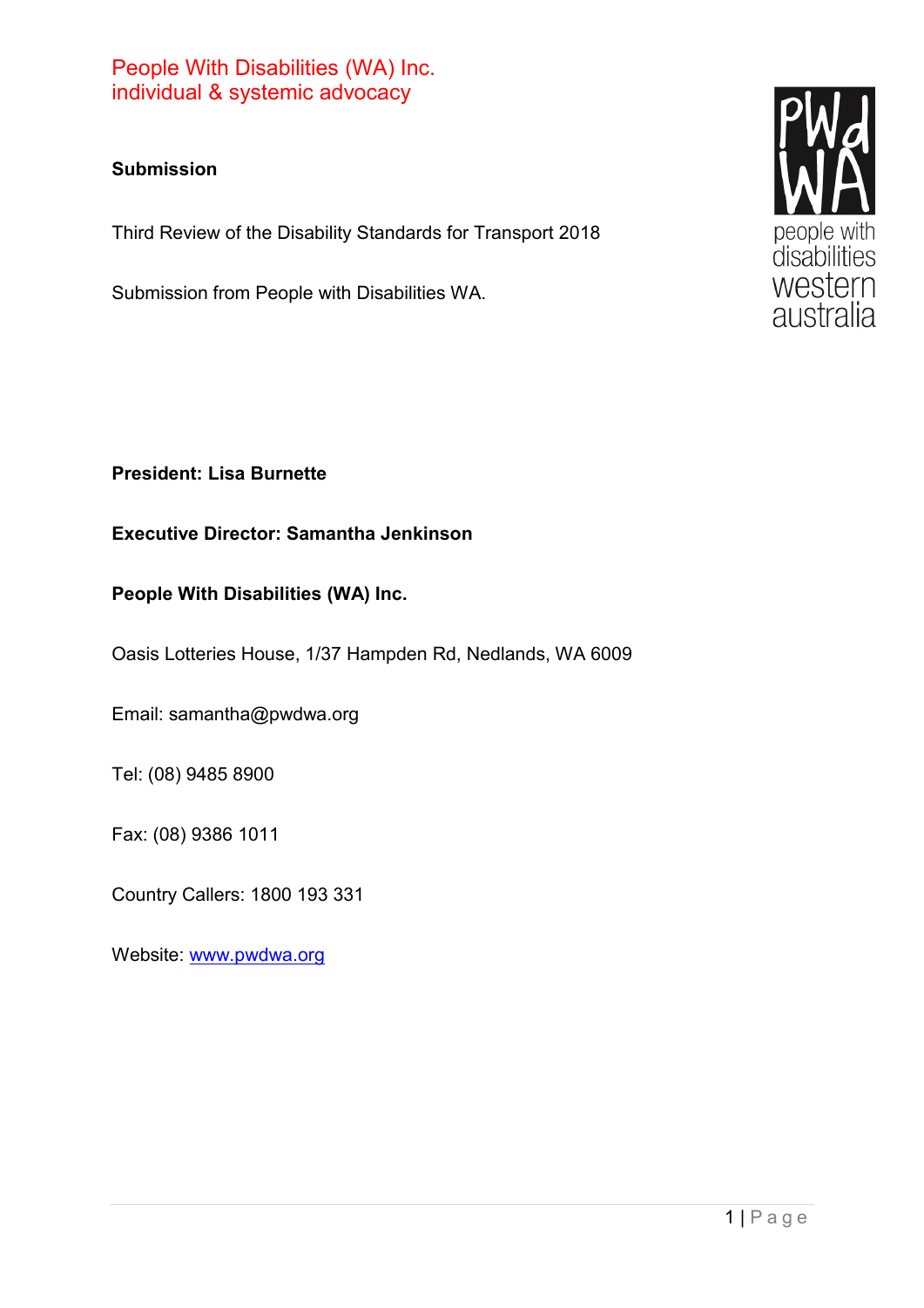People With Disabilities (WA) Inc.
individual & systemic advocacy

**Submission**

Third Review of the Disability Standards for Transport 2018

Submission from People with Disabilities WA.

**President: Lisa Burnette**

**Executive Director: Samantha Jenkinson**

**People With Disabilities (WA) Inc.**

Oasis Lotteries House, 1/37 Hampden Rd, Nedlands, WA 6009

Email: samantha@pwdwa.org

Tel: (08) 9485 8900

Fax: (08) 9386 1011

Country Callers: 1800 193 331

Website: [www.pwdwa.org](http://www.pwdwa.org)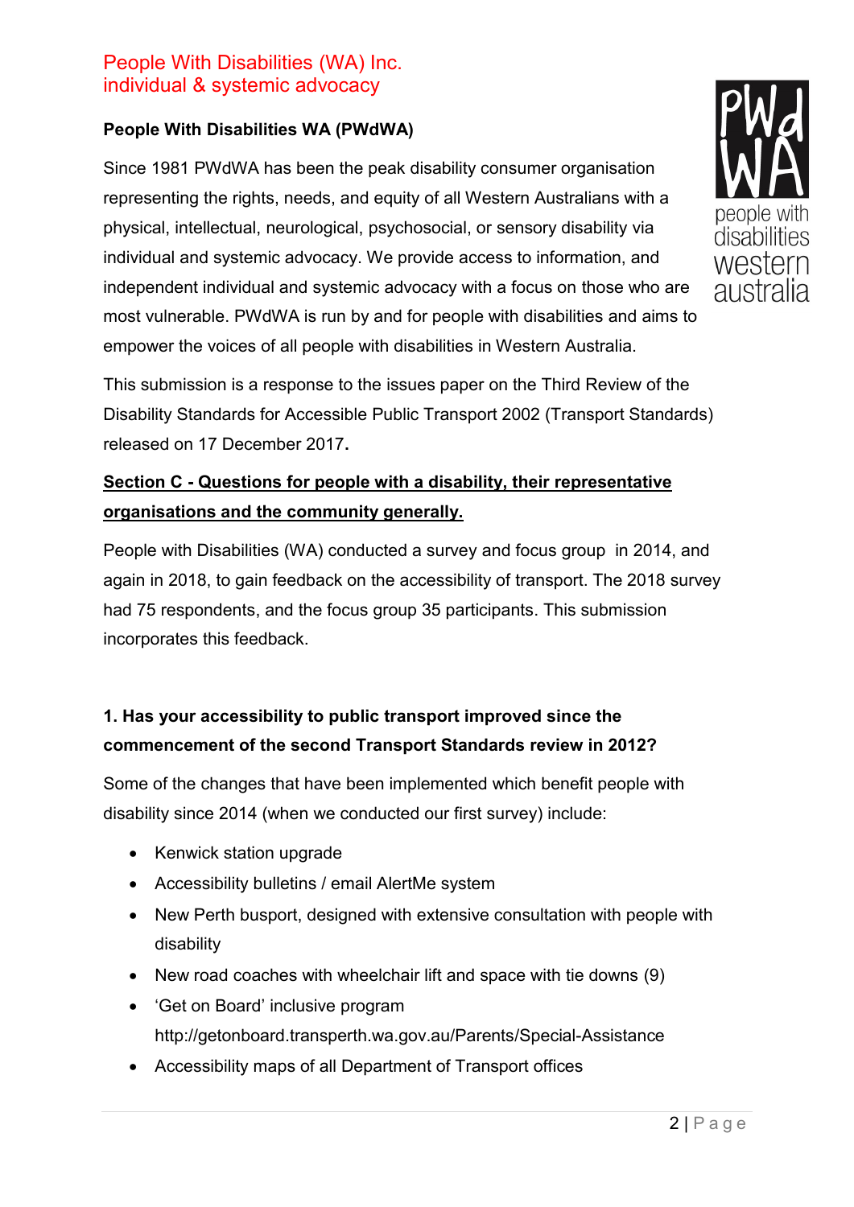People With Disabilities (WA) Inc.
individual & systemic advocacy

**People With Disabilities WA (PWdWA)**

Since 1981 PWdWA has been the peak disability consumer organisation representing the rights, needs, and equity of all Western Australians with a physical, intellectual, neurological, psychosocial, or sensory disability via individual and systemic advocacy. We provide access to information, and independent individual and systemic advocacy with a focus on those who are most vulnerable. PWdWA is run by and for people with disabilities and aims to empower the voices of all people with disabilities in Western Australia.

This submission is a response to the issues paper on the Third Review of the Disability Standards for Accessible Public Transport 2002 (Transport Standards) released on 17 December 2017**.**

**Section C - Questions for people with a disability, their representative organisations and the community generally.**

People with Disabilities (WA) conducted a survey and focus group in 2014, and again in 2018, to gain feedback on the accessibility of transport. The 2018 survey had 75 respondents, and the focus group 35 participants. This submission incorporates this feedback.

**1. Has your accessibility to public transport improved since the commencement of the second Transport Standards review in 2012?**

Some of the changes that have been implemented which benefit people with disability since 2014 (when we conducted our first survey) include:

- Kenwick station upgrade
- Accessibility bulletins / email AlertMe system
- New Perth busport, designed with extensive consultation with people with disability
- New road coaches with wheelchair lift and space with tie downs (9)
- 'Get on Board' inclusive program http://getonboard.transperth.wa.gov.au/Parents/Special-Assistance
- Accessibility maps of all Department of Transport offices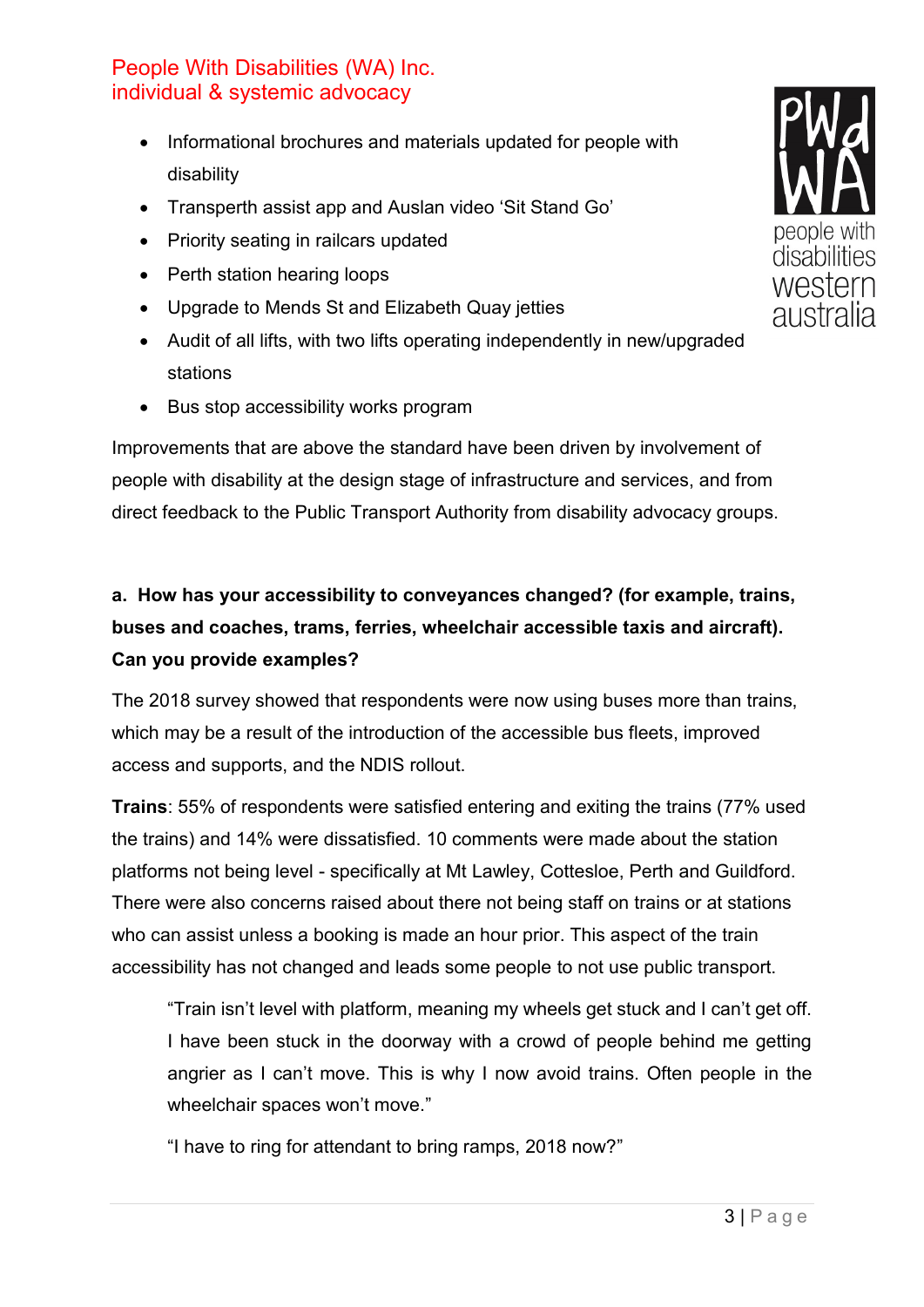- Informational brochures and materials updated for people with disability
- Transperth assist app and Auslan video 'Sit Stand Go'
- Priority seating in railcars updated
- Perth station hearing loops
- Upgrade to Mends St and Elizabeth Quay jetties
- Audit of all lifts, with two lifts operating independently in new/upgraded stations
- Bus stop accessibility works program

Improvements that are above the standard have been driven by involvement of people with disability at the design stage of infrastructure and services, and from direct feedback to the Public Transport Authority from disability advocacy groups.

**a. How has your accessibility to conveyances changed? (for example, trains, buses and coaches, trams, ferries, wheelchair accessible taxis and aircraft). Can you provide examples?**

The 2018 survey showed that respondents were now using buses more than trains, which may be a result of the introduction of the accessible bus fleets, improved access and supports, and the NDIS rollout.

**Trains**: 55% of respondents were satisfied entering and exiting the trains (77% used the trains) and 14% were dissatisfied. 10 comments were made about the station platforms not being level - specifically at Mt Lawley, Cottesloe, Perth and Guildford. There were also concerns raised about there not being staff on trains or at stations who can assist unless a booking is made an hour prior. This aspect of the train accessibility has not changed and leads some people to not use public transport.

> "Train isn't level with platform, meaning my wheels get stuck and I can't get off. I have been stuck in the doorway with a crowd of people behind me getting angrier as I can't move. This is why I now avoid trains. Often people in the wheelchair spaces won't move."
>
> "I have to ring for attendant to bring ramps, 2018 now?"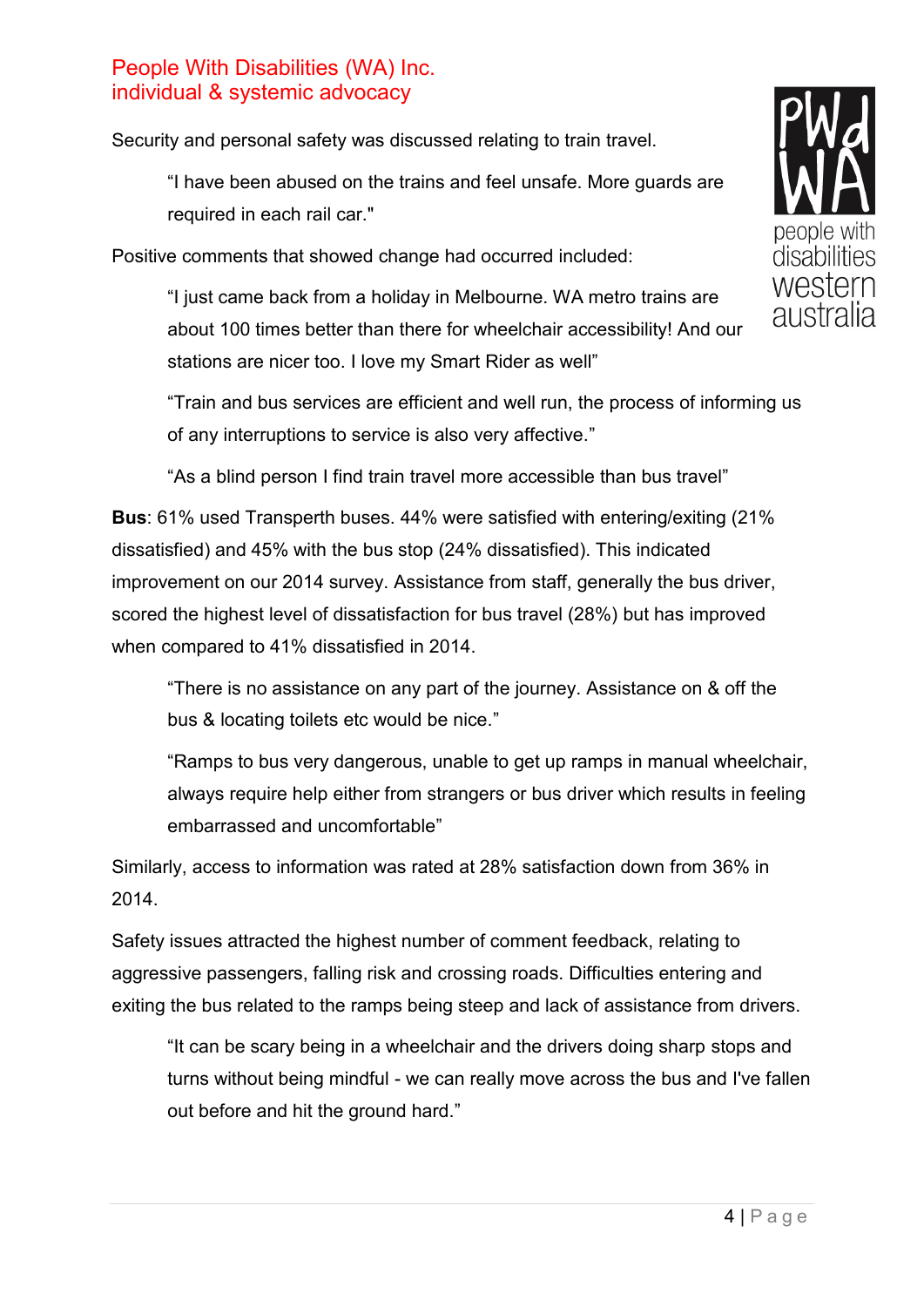Security and personal safety was discussed relating to train travel.

> "I have been abused on the trains and feel unsafe. More guards are required in each rail car."

Positive comments that showed change had occurred included:

> "I just came back from a holiday in Melbourne. WA metro trains are about 100 times better than there for wheelchair accessibility! And our stations are nicer too. I love my Smart Rider as well"

> "Train and bus services are efficient and well run, the process of informing us of any interruptions to service is also very affective."

> "As a blind person I find train travel more accessible than bus travel"

**Bus**: 61% used Transperth buses. 44% were satisfied with entering/exiting (21% dissatisfied) and 45% with the bus stop (24% dissatisfied). This indicated improvement on our 2014 survey. Assistance from staff, generally the bus driver, scored the highest level of dissatisfaction for bus travel (28%) but has improved when compared to 41% dissatisfied in 2014.

> "There is no assistance on any part of the journey. Assistance on & off the bus & locating toilets etc would be nice."

> "Ramps to bus very dangerous, unable to get up ramps in manual wheelchair, always require help either from strangers or bus driver which results in feeling embarrassed and uncomfortable"

Similarly, access to information was rated at 28% satisfaction down from 36% in 2014.

Safety issues attracted the highest number of comment feedback, relating to aggressive passengers, falling risk and crossing roads. Difficulties entering and exiting the bus related to the ramps being steep and lack of assistance from drivers.

> "It can be scary being in a wheelchair and the drivers doing sharp stops and turns without being mindful - we can really move across the bus and I've fallen out before and hit the ground hard."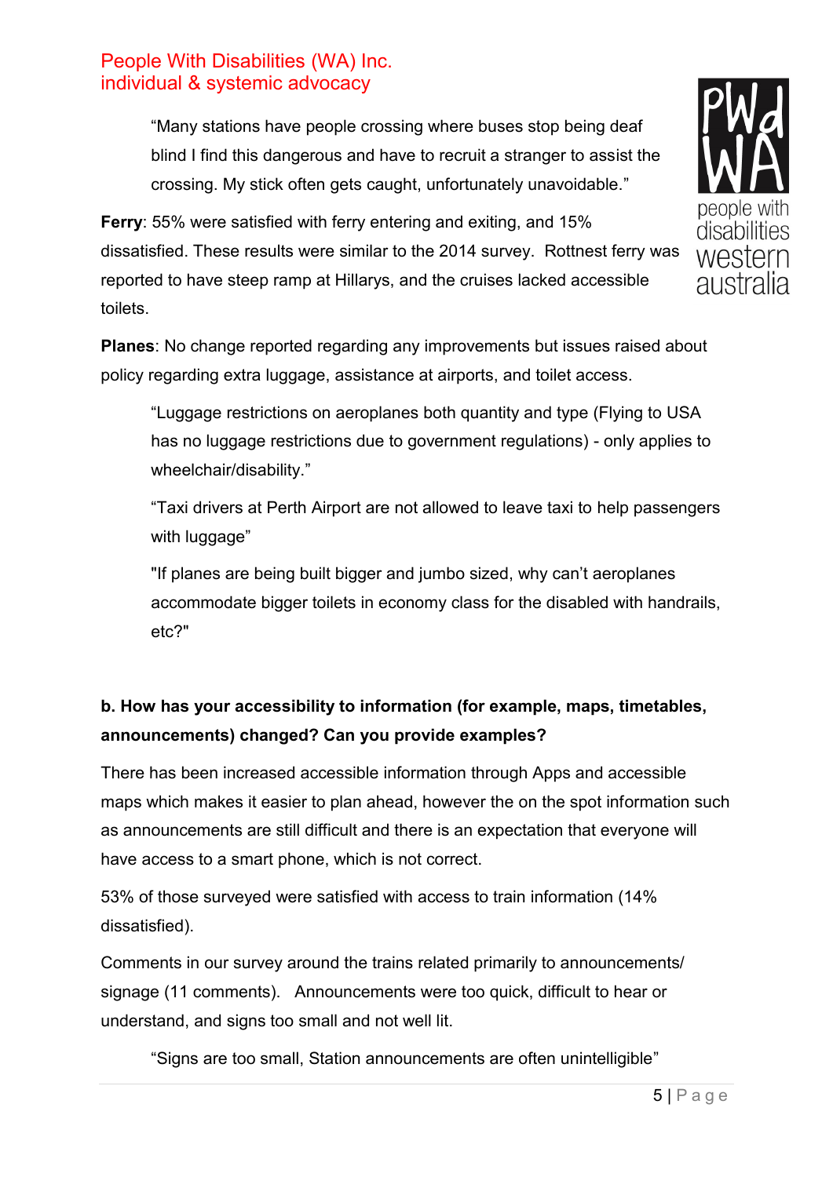> "Many stations have people crossing where buses stop being deaf blind I find this dangerous and have to recruit a stranger to assist the crossing. My stick often gets caught, unfortunately unavoidable."

**Ferry**: 55% were satisfied with ferry entering and exiting, and 15% dissatisfied. These results were similar to the 2014 survey. Rottnest ferry was reported to have steep ramp at Hillarys, and the cruises lacked accessible toilets.

**Planes**: No change reported regarding any improvements but issues raised about policy regarding extra luggage, assistance at airports, and toilet access.

> "Luggage restrictions on aeroplanes both quantity and type (Flying to USA has no luggage restrictions due to government regulations) - only applies to wheelchair/disability."

> "Taxi drivers at Perth Airport are not allowed to leave taxi to help passengers with luggage"

> "If planes are being built bigger and jumbo sized, why can't aeroplanes accommodate bigger toilets in economy class for the disabled with handrails, etc?"

**b. How has your accessibility to information (for example, maps, timetables, announcements) changed? Can you provide examples?**

There has been increased accessible information through Apps and accessible maps which makes it easier to plan ahead, however the on the spot information such as announcements are still difficult and there is an expectation that everyone will have access to a smart phone, which is not correct.

53% of those surveyed were satisfied with access to train information (14% dissatisfied).

Comments in our survey around the trains related primarily to announcements/ signage (11 comments). Announcements were too quick, difficult to hear or understand, and signs too small and not well lit.

> "Signs are too small, Station announcements are often unintelligible"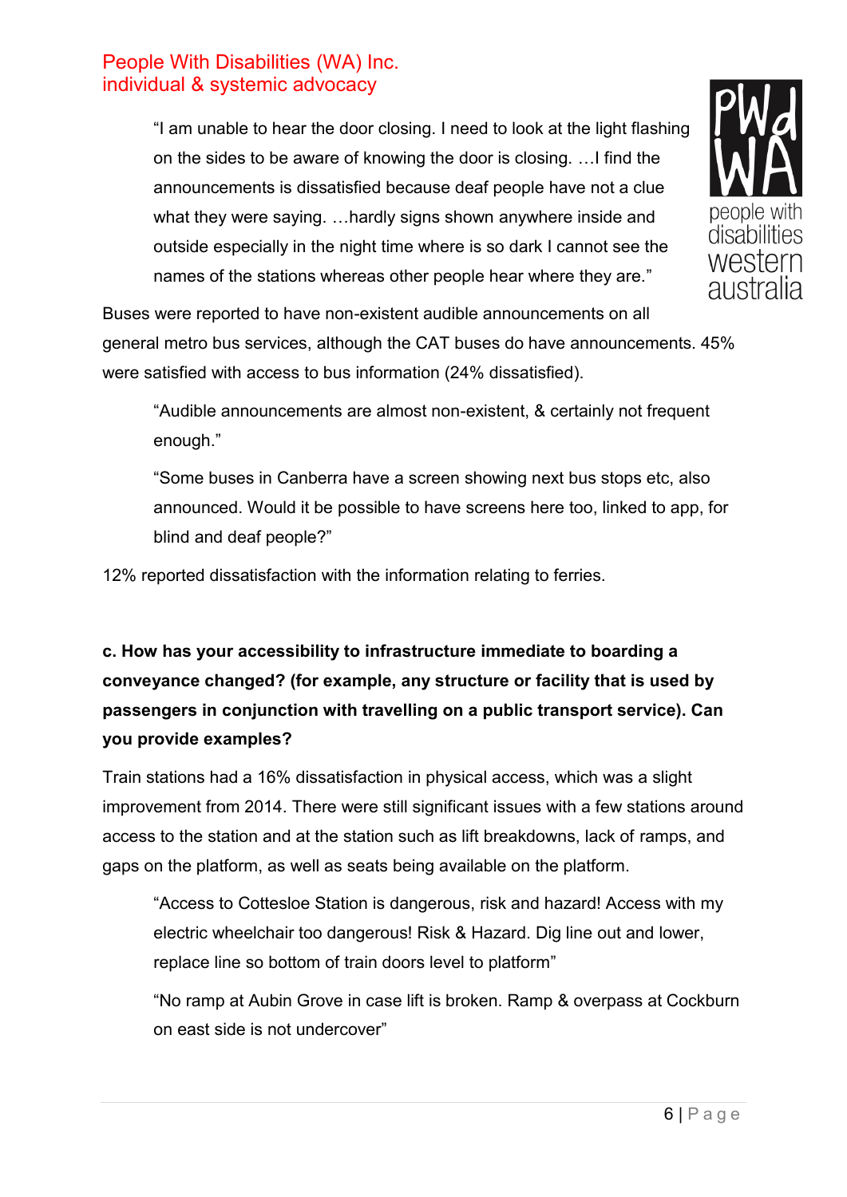> "I am unable to hear the door closing. I need to look at the light flashing on the sides to be aware of knowing the door is closing. …I find the announcements is dissatisfied because deaf people have not a clue what they were saying. …hardly signs shown anywhere inside and outside especially in the night time where is so dark I cannot see the names of the stations whereas other people hear where they are."

Buses were reported to have non-existent audible announcements on all general metro bus services, although the CAT buses do have announcements. 45% were satisfied with access to bus information (24% dissatisfied).

> "Audible announcements are almost non-existent, & certainly not frequent enough."

> "Some buses in Canberra have a screen showing next bus stops etc, also announced. Would it be possible to have screens here too, linked to app, for blind and deaf people?"

12% reported dissatisfaction with the information relating to ferries.

**c. How has your accessibility to infrastructure immediate to boarding a conveyance changed? (for example, any structure or facility that is used by passengers in conjunction with travelling on a public transport service). Can you provide examples?**

Train stations had a 16% dissatisfaction in physical access, which was a slight improvement from 2014. There were still significant issues with a few stations around access to the station and at the station such as lift breakdowns, lack of ramps, and gaps on the platform, as well as seats being available on the platform.

> "Access to Cottesloe Station is dangerous, risk and hazard! Access with my electric wheelchair too dangerous! Risk & Hazard. Dig line out and lower, replace line so bottom of train doors level to platform"

> "No ramp at Aubin Grove in case lift is broken. Ramp & overpass at Cockburn on east side is not undercover"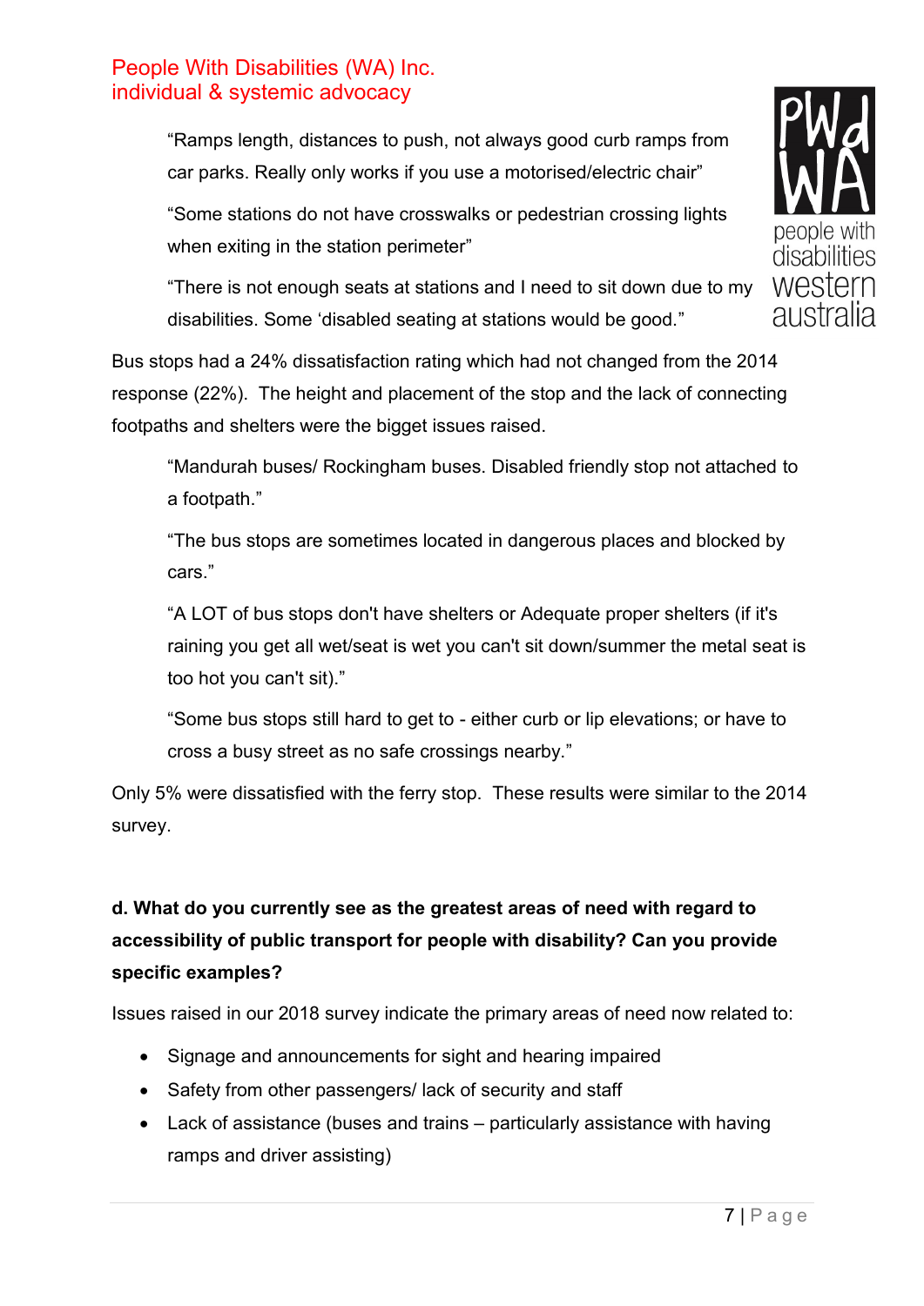"Ramps length, distances to push, not always good curb ramps from car parks. Really only works if you use a motorised/electric chair"

"Some stations do not have crosswalks or pedestrian crossing lights when exiting in the station perimeter"

"There is not enough seats at stations and I need to sit down due to my disabilities. Some 'disabled seating at stations would be good."

Bus stops had a 24% dissatisfaction rating which had not changed from the 2014 response (22%). The height and placement of the stop and the lack of connecting footpaths and shelters were the bigget issues raised.

"Mandurah buses/ Rockingham buses. Disabled friendly stop not attached to a footpath."

"The bus stops are sometimes located in dangerous places and blocked by cars."

"A LOT of bus stops don't have shelters or Adequate proper shelters (if it's raining you get all wet/seat is wet you can't sit down/summer the metal seat is too hot you can't sit)."

"Some bus stops still hard to get to - either curb or lip elevations; or have to cross a busy street as no safe crossings nearby."

Only 5% were dissatisfied with the ferry stop. These results were similar to the 2014 survey.

**d. What do you currently see as the greatest areas of need with regard to accessibility of public transport for people with disability? Can you provide specific examples?**

Issues raised in our 2018 survey indicate the primary areas of need now related to:

- Signage and announcements for sight and hearing impaired
- Safety from other passengers/ lack of security and staff
- Lack of assistance (buses and trains – particularly assistance with having ramps and driver assisting)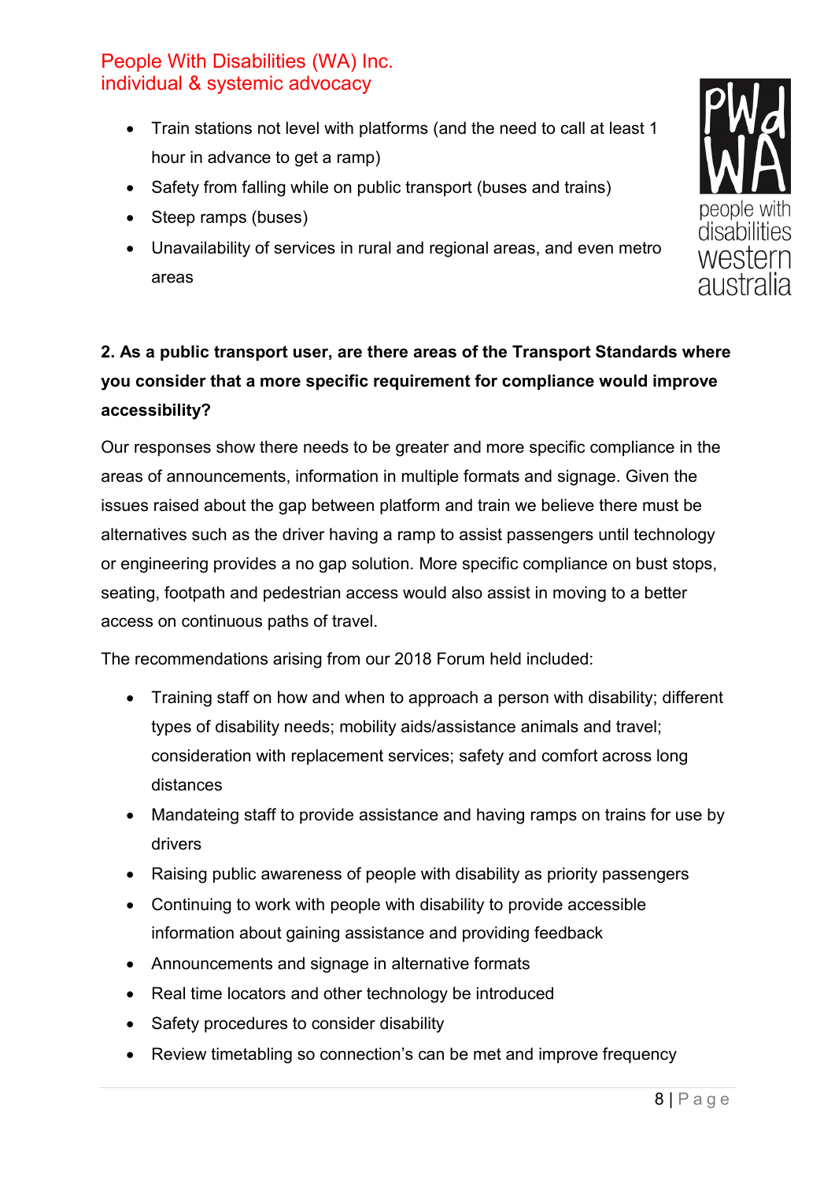- Train stations not level with platforms (and the need to call at least 1 hour in advance to get a ramp)
- Safety from falling while on public transport (buses and trains)
- Steep ramps (buses)
- Unavailability of services in rural and regional areas, and even metro areas

**2. As a public transport user, are there areas of the Transport Standards where you consider that a more specific requirement for compliance would improve accessibility?**

Our responses show there needs to be greater and more specific compliance in the areas of announcements, information in multiple formats and signage. Given the issues raised about the gap between platform and train we believe there must be alternatives such as the driver having a ramp to assist passengers until technology or engineering provides a no gap solution. More specific compliance on bust stops, seating, footpath and pedestrian access would also assist in moving to a better access on continuous paths of travel.

The recommendations arising from our 2018 Forum held included:

- Training staff on how and when to approach a person with disability; different types of disability needs; mobility aids/assistance animals and travel; consideration with replacement services; safety and comfort across long distances
- Mandateing staff to provide assistance and having ramps on trains for use by drivers
- Raising public awareness of people with disability as priority passengers
- Continuing to work with people with disability to provide accessible information about gaining assistance and providing feedback
- Announcements and signage in alternative formats
- Real time locators and other technology be introduced
- Safety procedures to consider disability
- Review timetabling so connection's can be met and improve frequency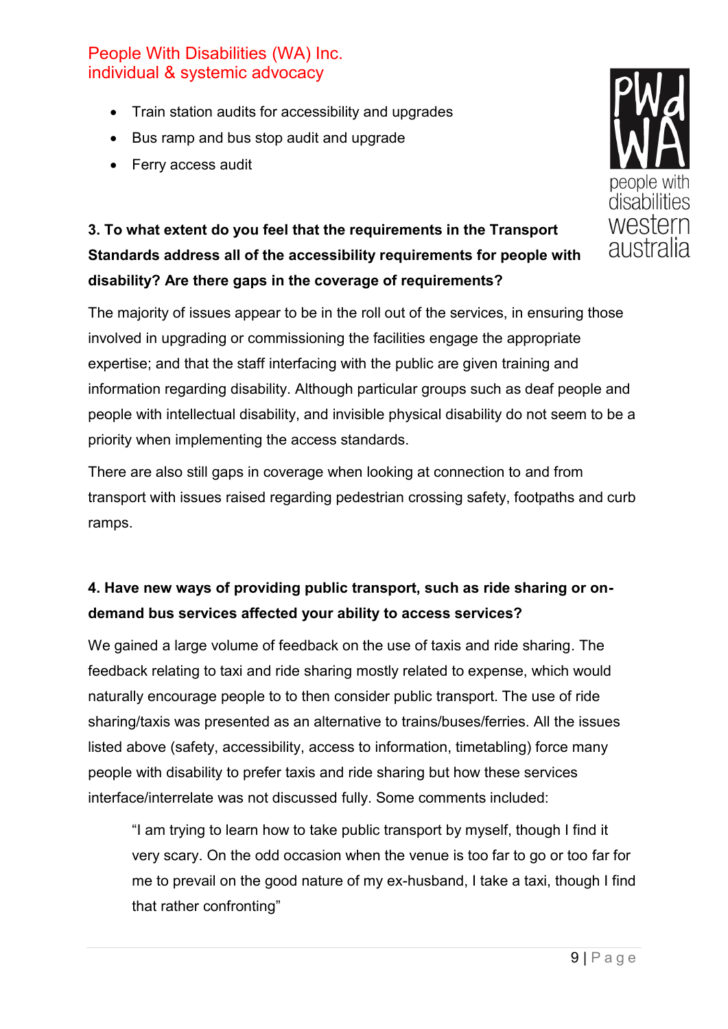- Train station audits for accessibility and upgrades
- Bus ramp and bus stop audit and upgrade
- Ferry access audit

**3. To what extent do you feel that the requirements in the Transport Standards address all of the accessibility requirements for people with disability? Are there gaps in the coverage of requirements?**

The majority of issues appear to be in the roll out of the services, in ensuring those involved in upgrading or commissioning the facilities engage the appropriate expertise; and that the staff interfacing with the public are given training and information regarding disability. Although particular groups such as deaf people and people with intellectual disability, and invisible physical disability do not seem to be a priority when implementing the access standards.

There are also still gaps in coverage when looking at connection to and from transport with issues raised regarding pedestrian crossing safety, footpaths and curb ramps.

**4. Have new ways of providing public transport, such as ride sharing or on-demand bus services affected your ability to access services?**

We gained a large volume of feedback on the use of taxis and ride sharing. The feedback relating to taxi and ride sharing mostly related to expense, which would naturally encourage people to to then consider public transport. The use of ride sharing/taxis was presented as an alternative to trains/buses/ferries. All the issues listed above (safety, accessibility, access to information, timetabling) force many people with disability to prefer taxis and ride sharing but how these services interface/interrelate was not discussed fully. Some comments included:

> "I am trying to learn how to take public transport by myself, though I find it very scary. On the odd occasion when the venue is too far to go or too far for me to prevail on the good nature of my ex-husband, I take a taxi, though I find that rather confronting"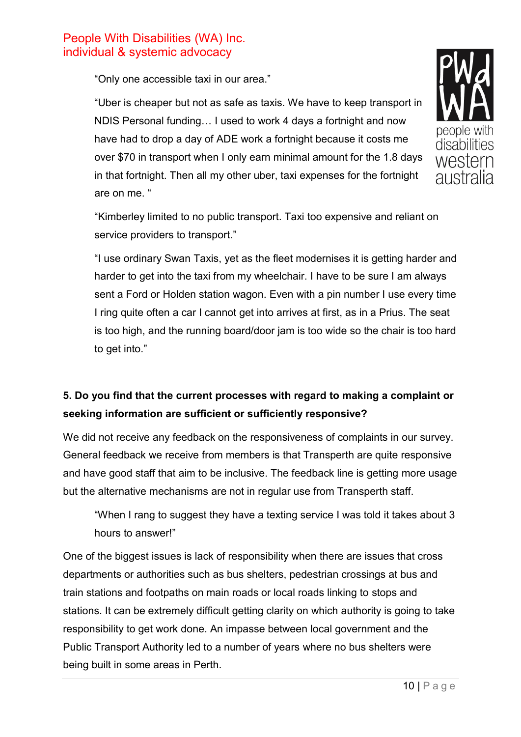"Only one accessible taxi in our area."

"Uber is cheaper but not as safe as taxis. We have to keep transport in NDIS Personal funding… I used to work 4 days a fortnight and now have had to drop a day of ADE work a fortnight because it costs me over $70 in transport when I only earn minimal amount for the 1.8 days in that fortnight. Then all my other uber, taxi expenses for the fortnight are on me. "

"Kimberley limited to no public transport. Taxi too expensive and reliant on service providers to transport."

"I use ordinary Swan Taxis, yet as the fleet modernises it is getting harder and harder to get into the taxi from my wheelchair. I have to be sure I am always sent a Ford or Holden station wagon. Even with a pin number I use every time I ring quite often a car I cannot get into arrives at first, as in a Prius. The seat is too high, and the running board/door jam is too wide so the chair is too hard to get into."

**5. Do you find that the current processes with regard to making a complaint or seeking information are sufficient or sufficiently responsive?**

We did not receive any feedback on the responsiveness of complaints in our survey. General feedback we receive from members is that Transperth are quite responsive and have good staff that aim to be inclusive. The feedback line is getting more usage but the alternative mechanisms are not in regular use from Transperth staff.

"When I rang to suggest they have a texting service I was told it takes about 3 hours to answer!"

One of the biggest issues is lack of responsibility when there are issues that cross departments or authorities such as bus shelters, pedestrian crossings at bus and train stations and footpaths on main roads or local roads linking to stops and stations. It can be extremely difficult getting clarity on which authority is going to take responsibility to get work done. An impasse between local government and the Public Transport Authority led to a number of years where no bus shelters were being built in some areas in Perth.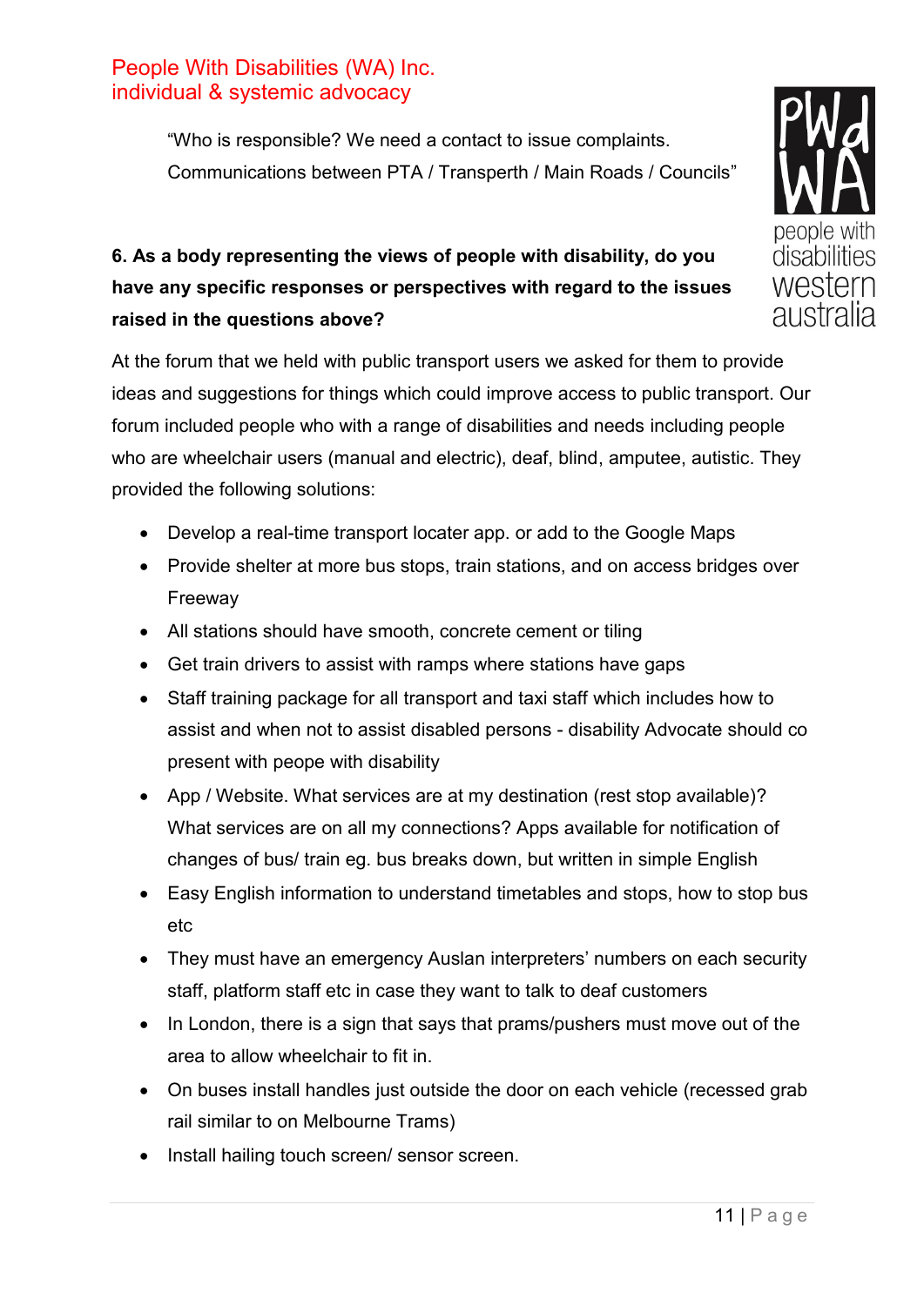"Who is responsible? We need a contact to issue complaints. Communications between PTA / Transperth / Main Roads / Councils"

**6. As a body representing the views of people with disability, do you have any specific responses or perspectives with regard to the issues raised in the questions above?**

At the forum that we held with public transport users we asked for them to provide ideas and suggestions for things which could improve access to public transport. Our forum included people who with a range of disabilities and needs including people who are wheelchair users (manual and electric), deaf, blind, amputee, autistic. They provided the following solutions:

- Develop a real-time transport locater app. or add to the Google Maps
- Provide shelter at more bus stops, train stations, and on access bridges over Freeway
- All stations should have smooth, concrete cement or tiling
- Get train drivers to assist with ramps where stations have gaps
- Staff training package for all transport and taxi staff which includes how to assist and when not to assist disabled persons - disability Advocate should co present with peope with disability
- App / Website. What services are at my destination (rest stop available)? What services are on all my connections? Apps available for notification of changes of bus/ train eg. bus breaks down, but written in simple English
- Easy English information to understand timetables and stops, how to stop bus etc
- They must have an emergency Auslan interpreters' numbers on each security staff, platform staff etc in case they want to talk to deaf customers
- In London, there is a sign that says that prams/pushers must move out of the area to allow wheelchair to fit in.
- On buses install handles just outside the door on each vehicle (recessed grab rail similar to on Melbourne Trams)
- Install hailing touch screen/ sensor screen.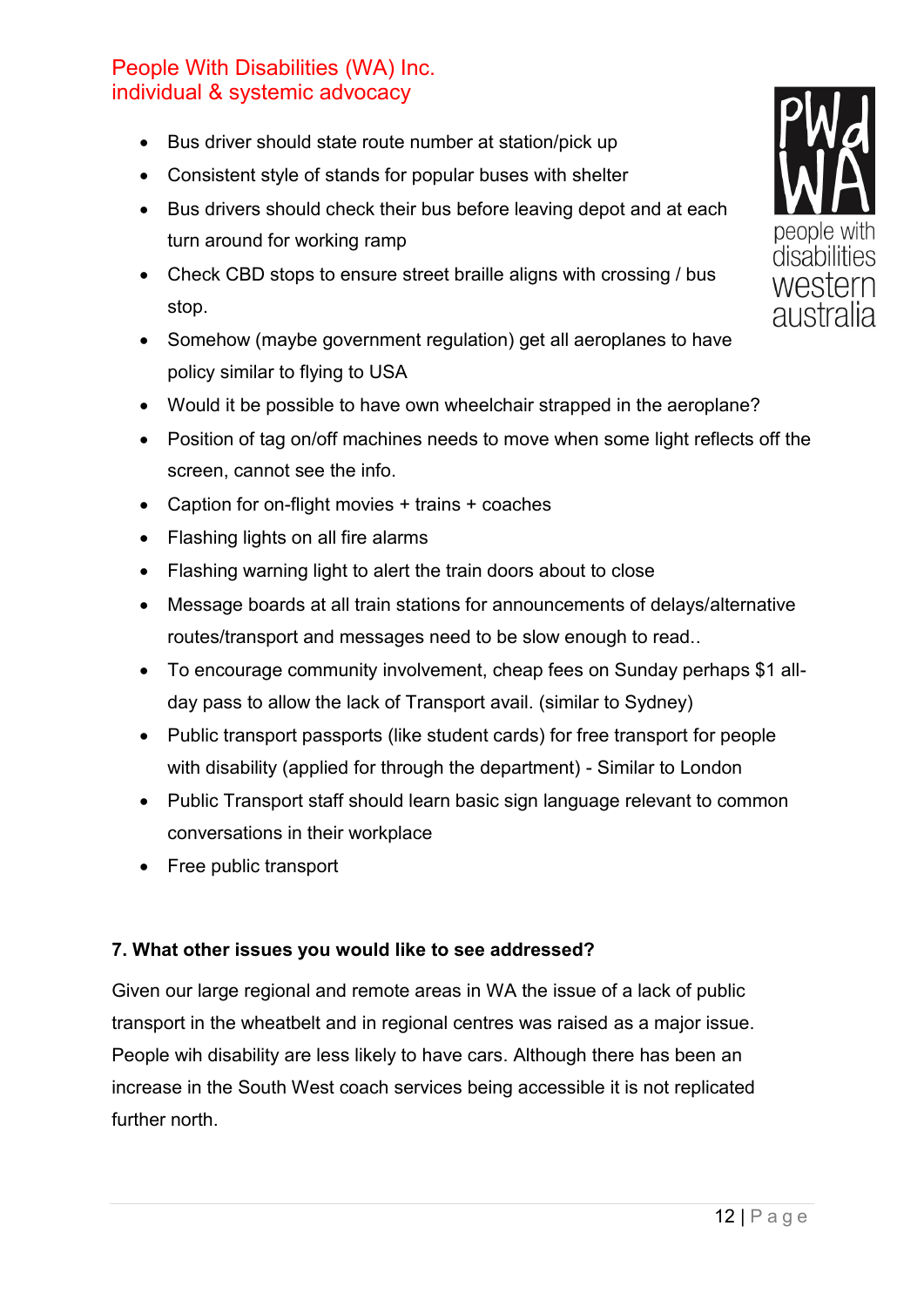- Bus driver should state route number at station/pick up
- Consistent style of stands for popular buses with shelter
- Bus drivers should check their bus before leaving depot and at each turn around for working ramp
- Check CBD stops to ensure street braille aligns with crossing / bus stop.
- Somehow (maybe government regulation) get all aeroplanes to have policy similar to flying to USA
- Would it be possible to have own wheelchair strapped in the aeroplane?
- Position of tag on/off machines needs to move when some light reflects off the screen, cannot see the info.
- Caption for on-flight movies + trains + coaches
- Flashing lights on all fire alarms
- Flashing warning light to alert the train doors about to close
- Message boards at all train stations for announcements of delays/alternative routes/transport and messages need to be slow enough to read..
- To encourage community involvement, cheap fees on Sunday perhaps $1 all-day pass to allow the lack of Transport avail. (similar to Sydney)
- Public transport passports (like student cards) for free transport for people with disability (applied for through the department) - Similar to London
- Public Transport staff should learn basic sign language relevant to common conversations in their workplace
- Free public transport

**7. What other issues you would like to see addressed?**

Given our large regional and remote areas in WA the issue of a lack of public transport in the wheatbelt and in regional centres was raised as a major issue. People wih disability are less likely to have cars. Although there has been an increase in the South West coach services being accessible it is not replicated further north.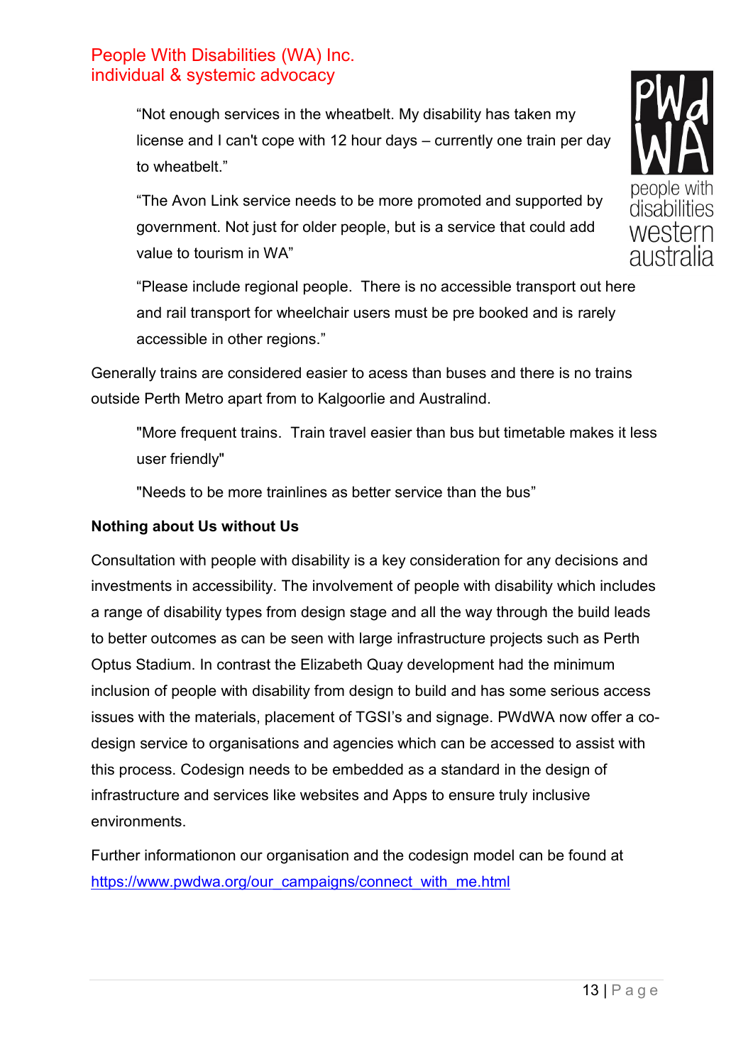"Not enough services in the wheatbelt. My disability has taken my license and I can't cope with 12 hour days – currently one train per day to wheatbelt."

"The Avon Link service needs to be more promoted and supported by government. Not just for older people, but is a service that could add value to tourism in WA"

"Please include regional people. There is no accessible transport out here and rail transport for wheelchair users must be pre booked and is rarely accessible in other regions."

Generally trains are considered easier to acess than buses and there is no trains outside Perth Metro apart from to Kalgoorlie and Australind.

"More frequent trains. Train travel easier than bus but timetable makes it less user friendly"

"Needs to be more trainlines as better service than the bus"

**Nothing about Us without Us**

Consultation with people with disability is a key consideration for any decisions and investments in accessibility. The involvement of people with disability which includes a range of disability types from design stage and all the way through the build leads to better outcomes as can be seen with large infrastructure projects such as Perth Optus Stadium. In contrast the Elizabeth Quay development had the minimum inclusion of people with disability from design to build and has some serious access issues with the materials, placement of TGSI's and signage. PWdWA now offer a co-design service to organisations and agencies which can be accessed to assist with this process. Codesign needs to be embedded as a standard in the design of infrastructure and services like websites and Apps to ensure truly inclusive environments.

Further informationon our organisation and the codesign model can be found at https://www.pwdwa.org/our_campaigns/connect_with_me.html